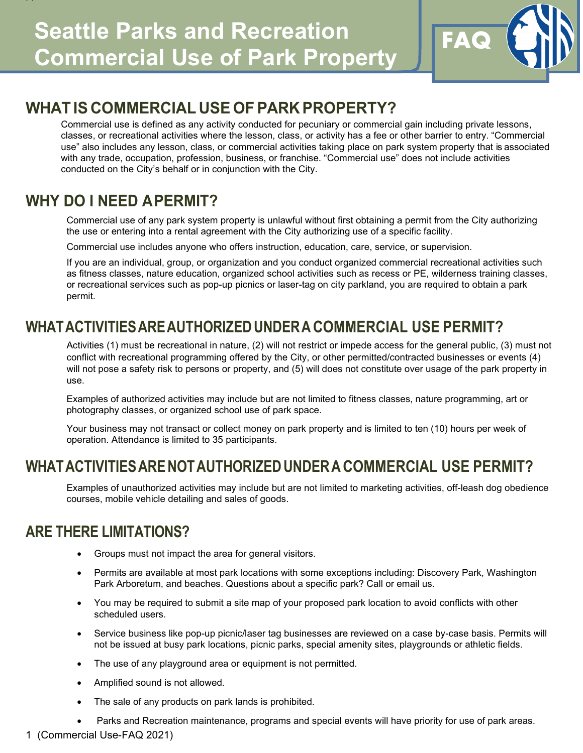# Seattle Parks and Recreation Commercial Use of Park Property

FAQ

## WHAT IS COMMERCIAL USE OF PARK PROPERTY?

Commercial use is defined as any activity conducted for pecuniary or commercial gain including private lessons, classes, or recreational activities where the lesson, class, or activity has a fee or other barrier to entry. "Commercial use" also includes any lesson, class, or commercial activities taking place on park system property that is associated with any trade, occupation, profession, business, or franchise. "Commercial use" does not include activities conducted on the City's behalf or in conjunction with the City.

## WHY DO I NEED A PERMIT?

Commercial use of any park system property is unlawful without first obtaining a permit from the City authorizing the use or entering into a rental agreement with the City authorizing use of a specific facility.

Commercial use includes anyone who offers instruction, education, care, service, or supervision.

If you are an individual, group, or organization and you conduct organized commercial recreational activities such as fitness classes, nature education, organized school activities such as recess or PE, wilderness training classes, or recreational services such as pop-up picnics or laser-tag on city parkland, you are required to obtain a park permit.

## WHAT ACTIVITIES ARE AUTHORIZED UNDER A COMMERCIAL USE PERMIT?

Activities (1) must be recreational in nature, (2) will not restrict or impede access for the general public, (3) must not conflict with recreational programming offered by the City, or other permitted/contracted businesses or events (4) will not pose a safety risk to persons or property, and (5) will does not constitute over usage of the park property in use.

Examples of authorized activities may include but are not limited to fitness classes, nature programming, art or photography classes, or organized school use of park space.

Your business may not transact or collect money on park property and is limited to ten (10) hours per week of operation. Attendance is limited to 35 participants.

## WHAT ACTIVITIES ARE NOT AUTHORIZED UNDER A COMMERCIAL USE PERMIT?

Examples of unauthorized activities may include but are not limited to marketing activities, off-leash dog obedience courses, mobile vehicle detailing and sales of goods.

## ARE THERE LIMITATIONS?

- Groups must not impact the area for general visitors.
- Permits are available at most park locations with some exceptions including: Discovery Park, Washington Park Arboretum, and beaches. Questions about a specific park? Call or email us.
- You may be required to submit a site map of your proposed park location to avoid conflicts with other scheduled users.
- Service business like pop-up picnic/laser tag businesses are reviewed on a case by-case basis. Permits will not be issued at busy park locations, picnic parks, special amenity sites, playgrounds or athletic fields.
- The use of any playground area or equipment is not permitted.
- Amplified sound is not allowed.
- The sale of any products on park lands is prohibited.
- Parks and Recreation maintenance, programs and special events will have priority for use of park areas.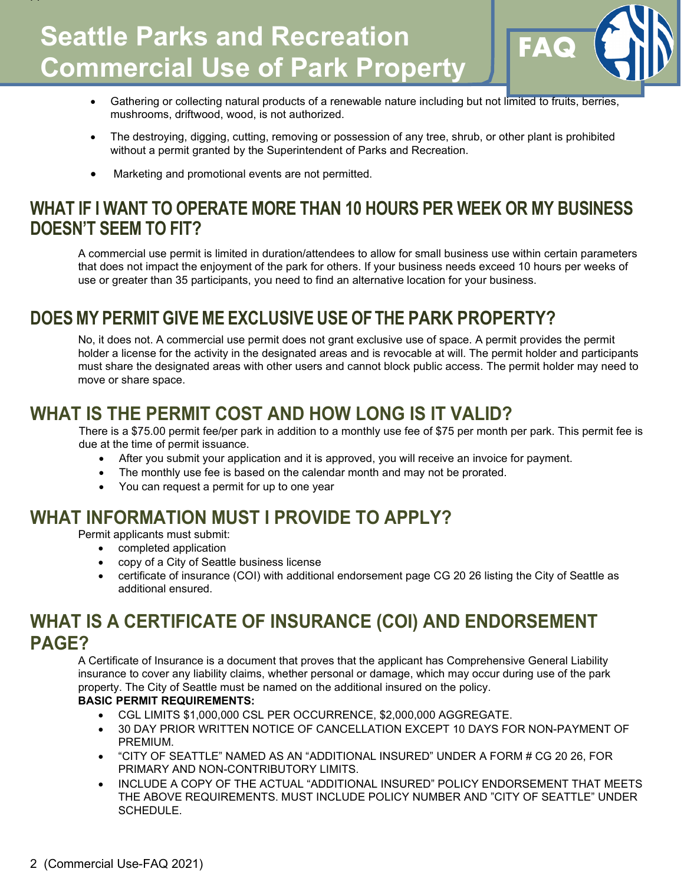- Gathering or collecting natural products of a renewable nature including but not limited to fruits, berries, mushrooms, driftwood, wood, is not authorized.
- The destroying, digging, cutting, removing or possession of any tree, shrub, or other plant is prohibited without a permit granted by the Superintendent of Parks and Recreation.
- Marketing and promotional events are not permitted.

## WHAT IF I WANT TO OPERATE MORE THAN 10 HOURS PER WEEK OR MY BUSINESS DOESN'T SEEM TO FIT?

A commercial use permit is limited in duration/attendees to allow for small business use within certain parameters that does not impact the enjoyment of the park for others. If your business needs exceed 10 hours per weeks of use or greater than 35 participants, you need to find an alternative location for your business.

## DOES MY PERMIT GIVE ME EXCLUSIVE USE OF THE PARK PROPERTY?

No, it does not. A commercial use permit does not grant exclusive use of space. A permit provides the permit holder a license for the activity in the designated areas and is revocable at will. The permit holder and participants must share the designated areas with other users and cannot block public access. The permit holder may need to move or share space.

## WHAT IS THE PERMIT COST AND HOW LONG IS IT VALID?

There is a $75.00 permit fee/per park in addition to a monthly use fee of $75 per month per park. This permit fee is due at the time of permit issuance.

- After you submit your application and it is approved, you will receive an invoice for payment.
- The monthly use fee is based on the calendar month and may not be prorated.
- You can request a permit for up to one year

## WHAT INFORMATION MUST I PROVIDE TO APPLY?

Permit applicants must submit:

- completed application
- copy of a City of Seattle business license
- certificate of insurance (COI) with additional endorsement page CG 20 26 listing the City of Seattle as additional ensured.

## WHAT IS A CERTIFICATE OF INSURANCE (COI) AND ENDORSEMENT PAGE?

A Certificate of Insurance is a document that proves that the applicant has Comprehensive General Liability insurance to cover any liability claims, whether personal or damage, which may occur during use of the park property. The City of Seattle must be named on the additional insured on the policy.

**BASIC PERMIT REQUIREMENTS:**

- CGL LIMITS $1,000,000 CSL PER OCCURRENCE, $2,000,000 AGGREGATE.
- 30 DAY PRIOR WRITTEN NOTICE OF CANCELLATION EXCEPT 10 DAYS FOR NON-PAYMENT OF PREMIUM.
- "CITY OF SEATTLE" NAMED AS AN "ADDITIONAL INSURED" UNDER A FORM # CG 20 26, FOR PRIMARY AND NON-CONTRIBUTORY LIMITS.
- INCLUDE A COPY OF THE ACTUAL "ADDITIONAL INSURED" POLICY ENDORSEMENT THAT MEETS THE ABOVE REQUIREMENTS. MUST INCLUDE POLICY NUMBER AND "CITY OF SEATTLE" UNDER SCHEDULE.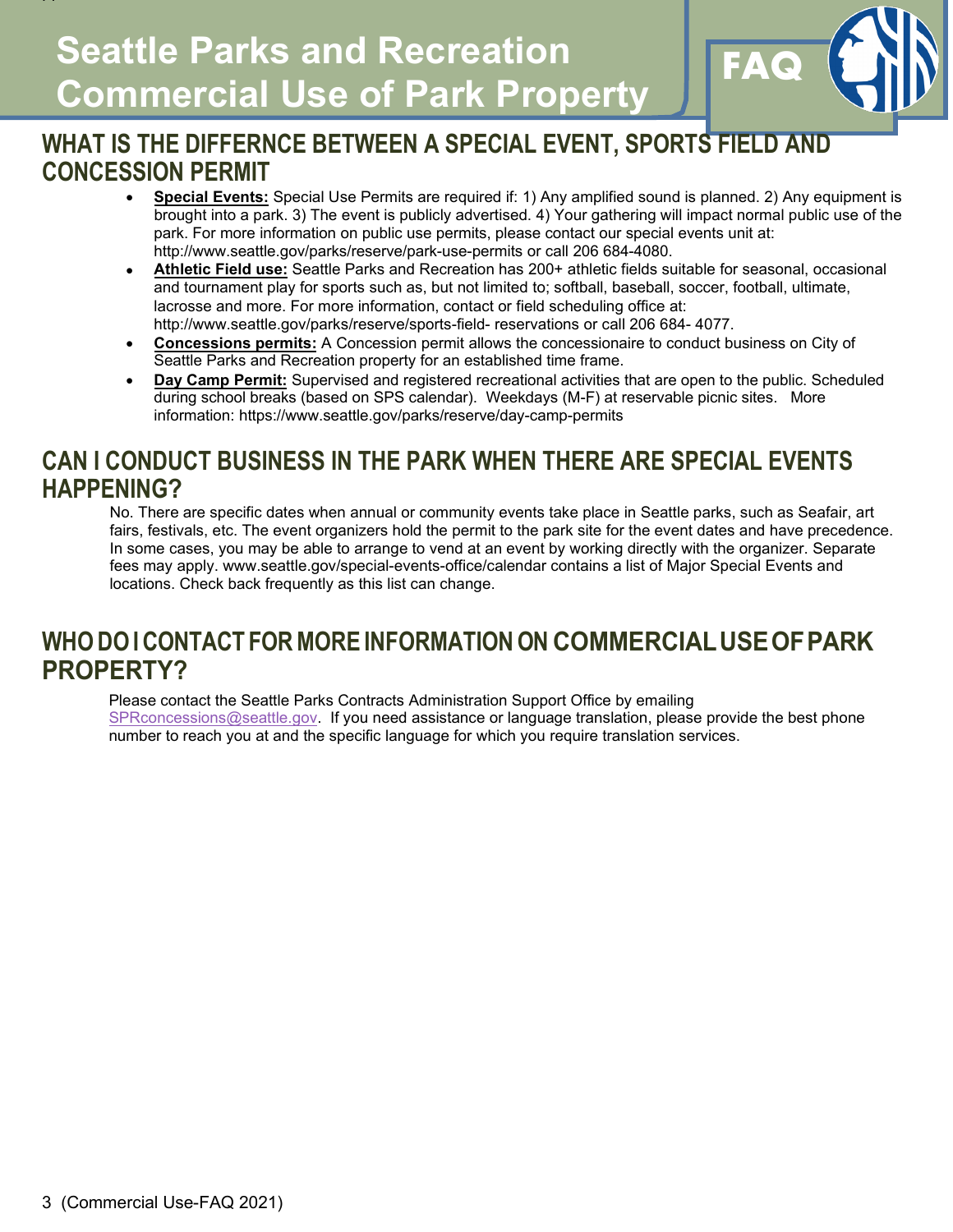# Seattle Parks and Recreation Commercial Use of Park Property

FAQ

## WHAT IS THE DIFFERNCE BETWEEN A SPECIAL EVENT, SPORTS FIELD AND CONCESSION PERMIT

- **Special Events:** Special Use Permits are required if: 1) Any amplified sound is planned. 2) Any equipment is brought into a park. 3) The event is publicly advertised. 4) Your gathering will impact normal public use of the park. For more information on public use permits, please contact our special events unit at: http://www.seattle.gov/parks/reserve/park-use-permits or call 206 684-4080.
- **Athletic Field use:** Seattle Parks and Recreation has 200+ athletic fields suitable for seasonal, occasional and tournament play for sports such as, but not limited to; softball, baseball, soccer, football, ultimate, lacrosse and more. For more information, contact or field scheduling office at: http://www.seattle.gov/parks/reserve/sports-field- reservations or call 206 684- 4077.
- **Concessions permits:** A Concession permit allows the concessionaire to conduct business on City of Seattle Parks and Recreation property for an established time frame.
- **Day Camp Permit:** Supervised and registered recreational activities that are open to the public. Scheduled during school breaks (based on SPS calendar). Weekdays (M-F) at reservable picnic sites. More information: https://www.seattle.gov/parks/reserve/day-camp-permits

## CAN I CONDUCT BUSINESS IN THE PARK WHEN THERE ARE SPECIAL EVENTS HAPPENING?

No. There are specific dates when annual or community events take place in Seattle parks, such as Seafair, art fairs, festivals, etc. The event organizers hold the permit to the park site for the event dates and have precedence. In some cases, you may be able to arrange to vend at an event by working directly with the organizer. Separate fees may apply. www.seattle.gov/special-events-office/calendar contains a list of Major Special Events and locations. Check back frequently as this list can change.

## WHO DO I CONTACT FOR MORE INFORMATION ON COMMERCIAL USE OF PARK PROPERTY?

Please contact the Seattle Parks Contracts Administration Support Office by emailing SPRconcessions@seattle.gov. If you need assistance or language translation, please provide the best phone number to reach you at and the specific language for which you require translation services.